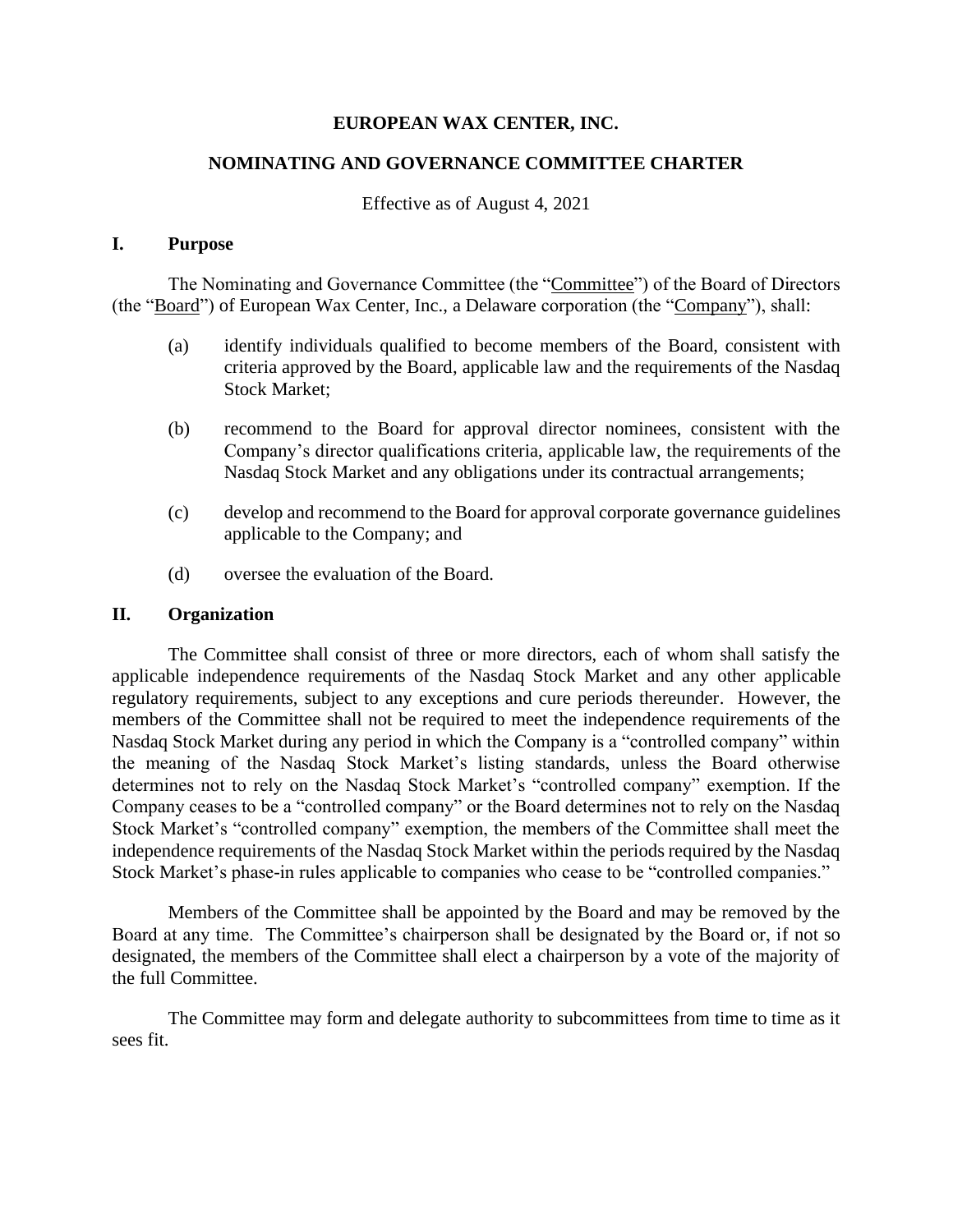# EUROPEAN WAX CENTER, INC.

## NOMINATING AND GOVERNANCE COMMITTEE CHARTER

Effective as of August 4, 2021

### I. Purpose

The Nominating and Governance Committee (the "Committee") of the Board of Directors (the "Board") of European Wax Center, Inc., a Delaware corporation (the "Company"), shall:

(a) identify individuals qualified to become members of the Board, consistent with criteria approved by the Board, applicable law and the requirements of the Nasdaq Stock Market;

(b) recommend to the Board for approval director nominees, consistent with the Company's director qualifications criteria, applicable law, the requirements of the Nasdaq Stock Market and any obligations under its contractual arrangements;

(c) develop and recommend to the Board for approval corporate governance guidelines applicable to the Company; and

(d) oversee the evaluation of the Board.

### II. Organization

The Committee shall consist of three or more directors, each of whom shall satisfy the applicable independence requirements of the Nasdaq Stock Market and any other applicable regulatory requirements, subject to any exceptions and cure periods thereunder. However, the members of the Committee shall not be required to meet the independence requirements of the Nasdaq Stock Market during any period in which the Company is a "controlled company" within the meaning of the Nasdaq Stock Market's listing standards, unless the Board otherwise determines not to rely on the Nasdaq Stock Market's "controlled company" exemption. If the Company ceases to be a "controlled company" or the Board determines not to rely on the Nasdaq Stock Market's "controlled company" exemption, the members of the Committee shall meet the independence requirements of the Nasdaq Stock Market within the periods required by the Nasdaq Stock Market's phase-in rules applicable to companies who cease to be "controlled companies."

Members of the Committee shall be appointed by the Board and may be removed by the Board at any time. The Committee's chairperson shall be designated by the Board or, if not so designated, the members of the Committee shall elect a chairperson by a vote of the majority of the full Committee.

The Committee may form and delegate authority to subcommittees from time to time as it sees fit.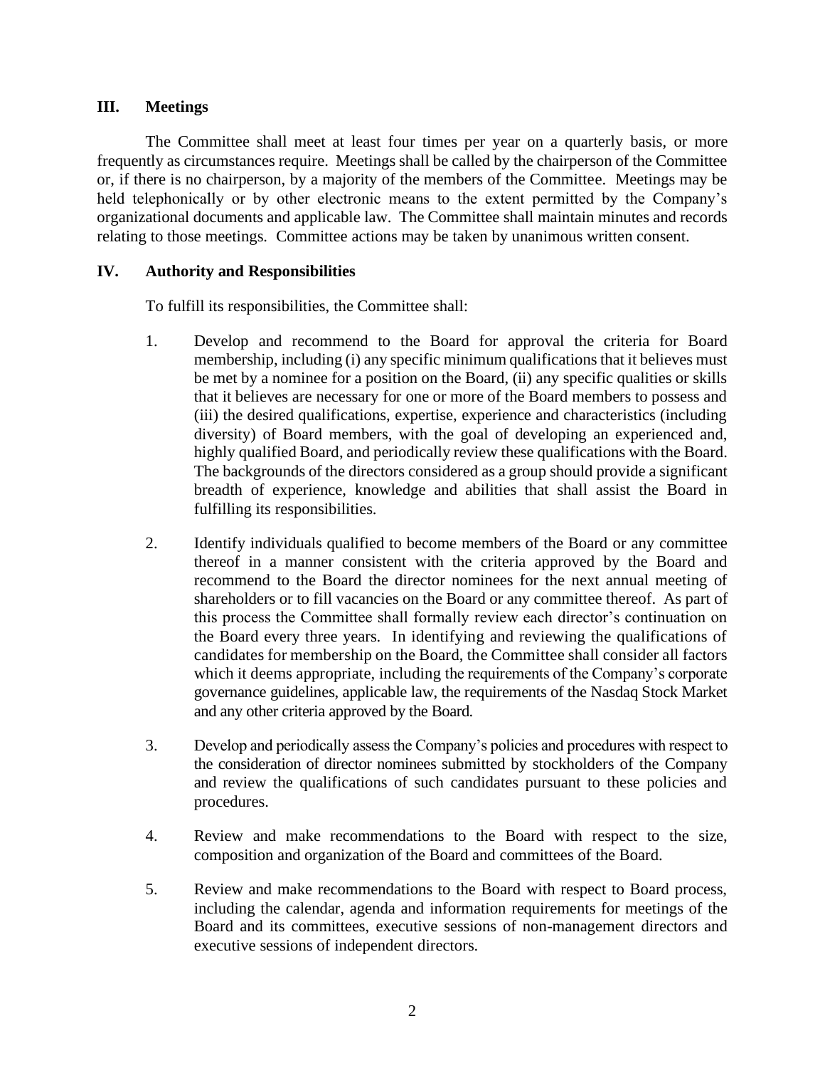## III. Meetings

The Committee shall meet at least four times per year on a quarterly basis, or more frequently as circumstances require. Meetings shall be called by the chairperson of the Committee or, if there is no chairperson, by a majority of the members of the Committee. Meetings may be held telephonically or by other electronic means to the extent permitted by the Company's organizational documents and applicable law. The Committee shall maintain minutes and records relating to those meetings. Committee actions may be taken by unanimous written consent.

## IV. Authority and Responsibilities

To fulfill its responsibilities, the Committee shall:

1. Develop and recommend to the Board for approval the criteria for Board membership, including (i) any specific minimum qualifications that it believes must be met by a nominee for a position on the Board, (ii) any specific qualities or skills that it believes are necessary for one or more of the Board members to possess and (iii) the desired qualifications, expertise, experience and characteristics (including diversity) of Board members, with the goal of developing an experienced and, highly qualified Board, and periodically review these qualifications with the Board. The backgrounds of the directors considered as a group should provide a significant breadth of experience, knowledge and abilities that shall assist the Board in fulfilling its responsibilities.

2. Identify individuals qualified to become members of the Board or any committee thereof in a manner consistent with the criteria approved by the Board and recommend to the Board the director nominees for the next annual meeting of shareholders or to fill vacancies on the Board or any committee thereof. As part of this process the Committee shall formally review each director's continuation on the Board every three years. In identifying and reviewing the qualifications of candidates for membership on the Board, the Committee shall consider all factors which it deems appropriate, including the requirements of the Company's corporate governance guidelines, applicable law, the requirements of the Nasdaq Stock Market and any other criteria approved by the Board.

3. Develop and periodically assess the Company's policies and procedures with respect to the consideration of director nominees submitted by stockholders of the Company and review the qualifications of such candidates pursuant to these policies and procedures.

4. Review and make recommendations to the Board with respect to the size, composition and organization of the Board and committees of the Board.

5. Review and make recommendations to the Board with respect to Board process, including the calendar, agenda and information requirements for meetings of the Board and its committees, executive sessions of non-management directors and executive sessions of independent directors.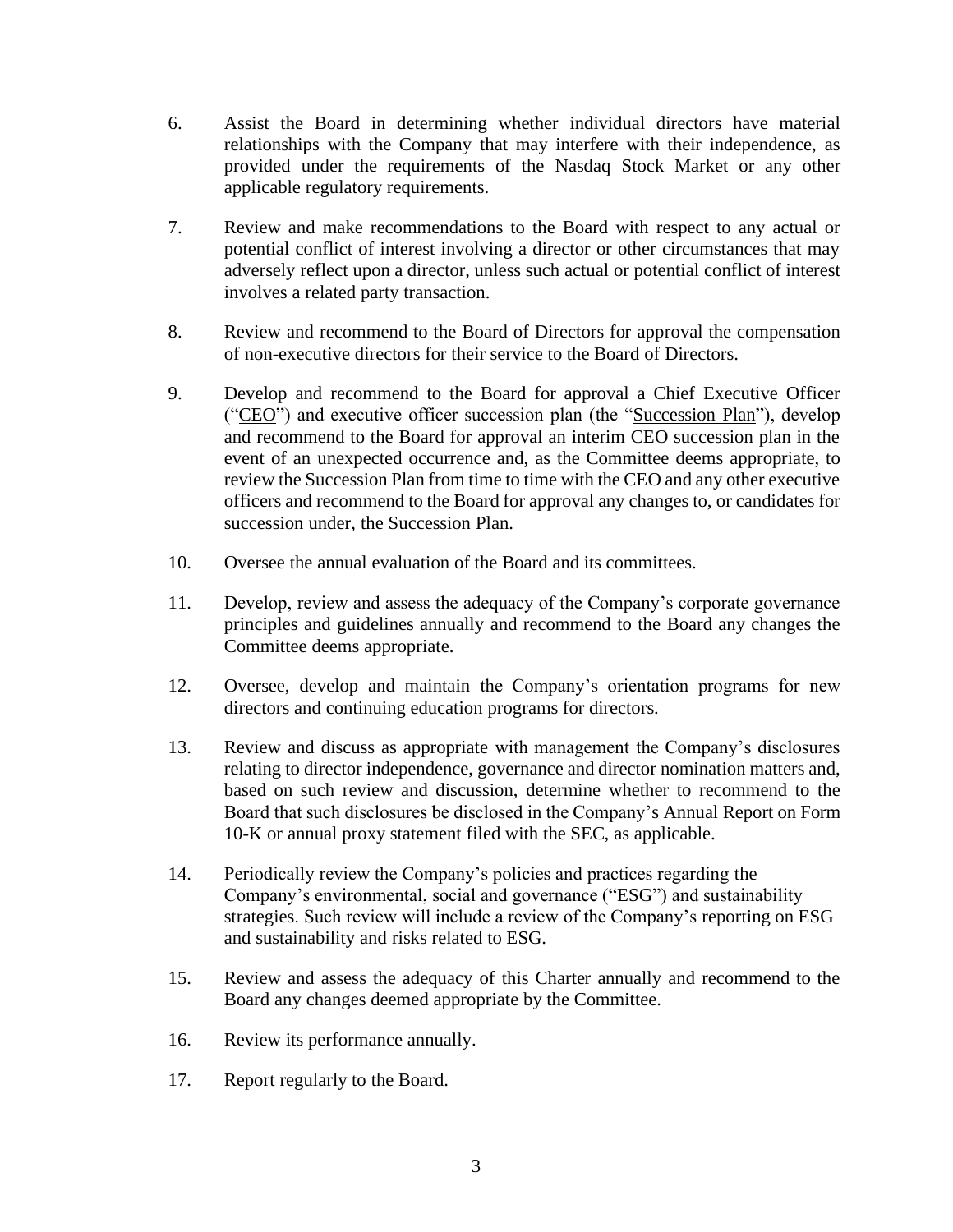6. Assist the Board in determining whether individual directors have material relationships with the Company that may interfere with their independence, as provided under the requirements of the Nasdaq Stock Market or any other applicable regulatory requirements.

7. Review and make recommendations to the Board with respect to any actual or potential conflict of interest involving a director or other circumstances that may adversely reflect upon a director, unless such actual or potential conflict of interest involves a related party transaction.

8. Review and recommend to the Board of Directors for approval the compensation of non-executive directors for their service to the Board of Directors.

9. Develop and recommend to the Board for approval a Chief Executive Officer ("CEO") and executive officer succession plan (the "Succession Plan"), develop and recommend to the Board for approval an interim CEO succession plan in the event of an unexpected occurrence and, as the Committee deems appropriate, to review the Succession Plan from time to time with the CEO and any other executive officers and recommend to the Board for approval any changes to, or candidates for succession under, the Succession Plan.

10. Oversee the annual evaluation of the Board and its committees.

11. Develop, review and assess the adequacy of the Company's corporate governance principles and guidelines annually and recommend to the Board any changes the Committee deems appropriate.

12. Oversee, develop and maintain the Company's orientation programs for new directors and continuing education programs for directors.

13. Review and discuss as appropriate with management the Company's disclosures relating to director independence, governance and director nomination matters and, based on such review and discussion, determine whether to recommend to the Board that such disclosures be disclosed in the Company's Annual Report on Form 10-K or annual proxy statement filed with the SEC, as applicable.

14. Periodically review the Company's policies and practices regarding the Company's environmental, social and governance ("ESG") and sustainability strategies. Such review will include a review of the Company's reporting on ESG and sustainability and risks related to ESG.

15. Review and assess the adequacy of this Charter annually and recommend to the Board any changes deemed appropriate by the Committee.

16. Review its performance annually.

17. Report regularly to the Board.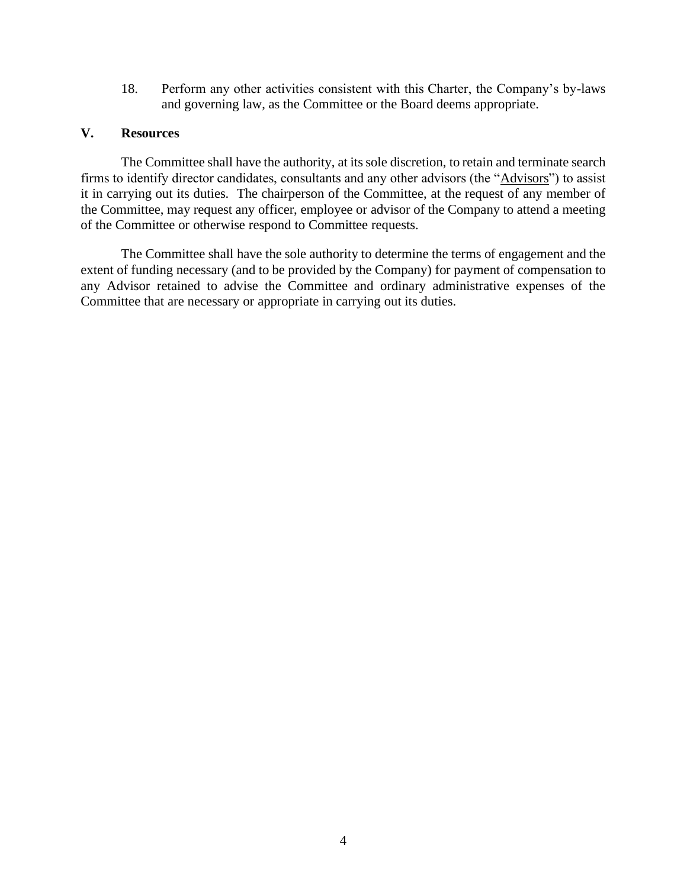18. Perform any other activities consistent with this Charter, the Company's by-laws and governing law, as the Committee or the Board deems appropriate.

## V. Resources

The Committee shall have the authority, at its sole discretion, to retain and terminate search firms to identify director candidates, consultants and any other advisors (the "Advisors") to assist it in carrying out its duties. The chairperson of the Committee, at the request of any member of the Committee, may request any officer, employee or advisor of the Company to attend a meeting of the Committee or otherwise respond to Committee requests.

The Committee shall have the sole authority to determine the terms of engagement and the extent of funding necessary (and to be provided by the Company) for payment of compensation to any Advisor retained to advise the Committee and ordinary administrative expenses of the Committee that are necessary or appropriate in carrying out its duties.